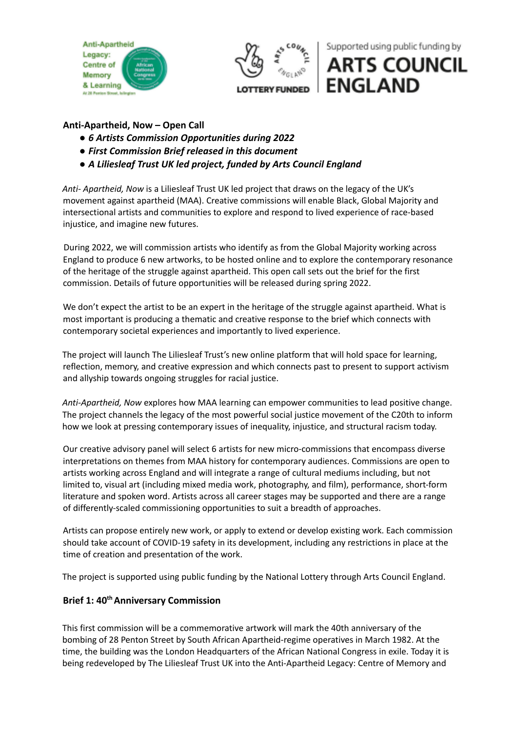Anti-Apartheid Legacy: Centre of Memory & Learning

Supported using public funding by ARTS COUNCIL ENGLAND

LOTTERY FUNDED

**Anti-Apartheid, Now – Open Call**

- ***6 Artists Commission Opportunities during 2022***
- ***First Commission Brief released in this document***
- ***A Liliesleaf Trust UK led project, funded by Arts Council England***

*Anti- Apartheid, Now* is a Liliesleaf Trust UK led project that draws on the legacy of the UK's movement against apartheid (MAA). Creative commissions will enable Black, Global Majority and intersectional artists and communities to explore and respond to lived experience of race-based injustice, and imagine new futures.

During 2022, we will commission artists who identify as from the Global Majority working across England to produce 6 new artworks, to be hosted online and to explore the contemporary resonance of the heritage of the struggle against apartheid. This open call sets out the brief for the first commission. Details of future opportunities will be released during spring 2022.

We don't expect the artist to be an expert in the heritage of the struggle against apartheid. What is most important is producing a thematic and creative response to the brief which connects with contemporary societal experiences and importantly to lived experience.

The project will launch The Liliesleaf Trust's new online platform that will hold space for learning, reflection, memory, and creative expression and which connects past to present to support activism and allyship towards ongoing struggles for racial justice.

*Anti-Apartheid, Now* explores how MAA learning can empower communities to lead positive change. The project channels the legacy of the most powerful social justice movement of the C20th to inform how we look at pressing contemporary issues of inequality, injustice, and structural racism today.

Our creative advisory panel will select 6 artists for new micro-commissions that encompass diverse interpretations on themes from MAA history for contemporary audiences. Commissions are open to artists working across England and will integrate a range of cultural mediums including, but not limited to, visual art (including mixed media work, photography, and film), performance, short-form literature and spoken word. Artists across all career stages may be supported and there are a range of differently-scaled commissioning opportunities to suit a breadth of approaches.

Artists can propose entirely new work, or apply to extend or develop existing work. Each commission should take account of COVID-19 safety in its development, including any restrictions in place at the time of creation and presentation of the work.

The project is supported using public funding by the National Lottery through Arts Council England.

**Brief 1: 40th Anniversary Commission**

This first commission will be a commemorative artwork will mark the 40th anniversary of the bombing of 28 Penton Street by South African Apartheid-regime operatives in March 1982. At the time, the building was the London Headquarters of the African National Congress in exile. Today it is being redeveloped by The Liliesleaf Trust UK into the Anti-Apartheid Legacy: Centre of Memory and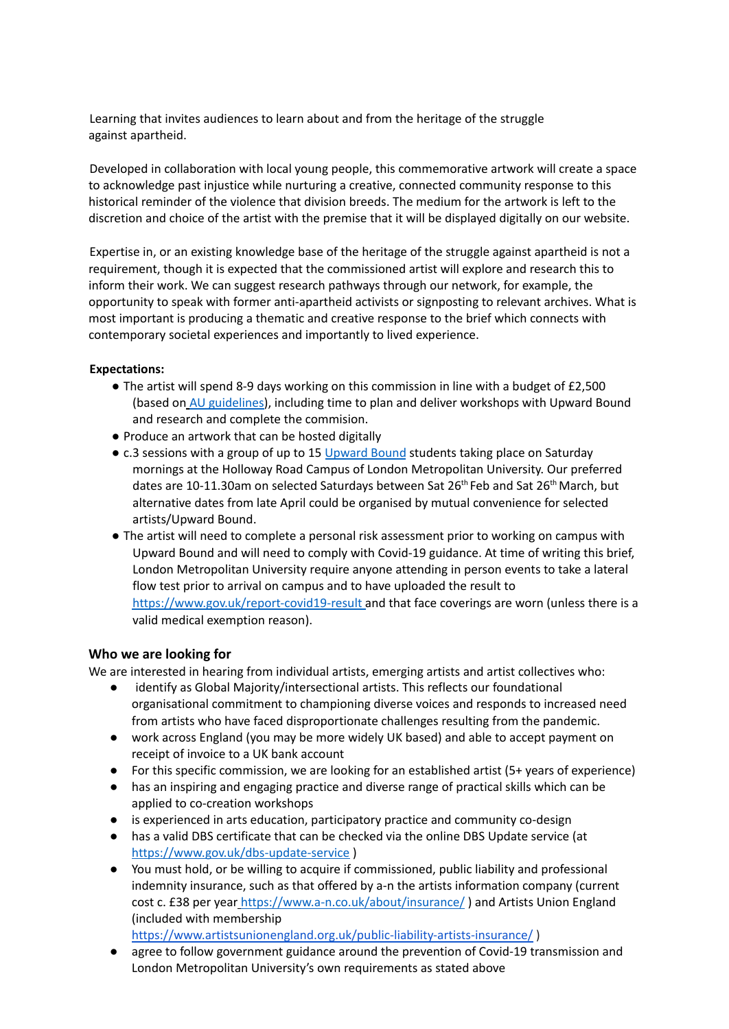Learning that invites audiences to learn about and from the heritage of the struggle against apartheid.

Developed in collaboration with local young people, this commemorative artwork will create a space to acknowledge past injustice while nurturing a creative, connected community response to this historical reminder of the violence that division breeds. The medium for the artwork is left to the discretion and choice of the artist with the premise that it will be displayed digitally on our website.

Expertise in, or an existing knowledge base of the heritage of the struggle against apartheid is not a requirement, though it is expected that the commissioned artist will explore and research this to inform their work. We can suggest research pathways through our network, for example, the opportunity to speak with former anti-apartheid activists or signposting to relevant archives. What is most important is producing a thematic and creative response to the brief which connects with contemporary societal experiences and importantly to lived experience.

**Expectations:**

- The artist will spend 8-9 days working on this commission in line with a budget of £2,500 (based on AU guidelines), including time to plan and deliver workshops with Upward Bound and research and complete the commision.
- Produce an artwork that can be hosted digitally
- c.3 sessions with a group of up to 15 Upward Bound students taking place on Saturday mornings at the Holloway Road Campus of London Metropolitan University. Our preferred dates are 10-11.30am on selected Saturdays between Sat 26th Feb and Sat 26th March, but alternative dates from late April could be organised by mutual convenience for selected artists/Upward Bound.
- The artist will need to complete a personal risk assessment prior to working on campus with Upward Bound and will need to comply with Covid-19 guidance. At time of writing this brief, London Metropolitan University require anyone attending in person events to take a lateral flow test prior to arrival on campus and to have uploaded the result to https://www.gov.uk/report-covid19-result and that face coverings are worn (unless there is a valid medical exemption reason).

## Who we are looking for

We are interested in hearing from individual artists, emerging artists and artist collectives who:

- identify as Global Majority/intersectional artists. This reflects our foundational organisational commitment to championing diverse voices and responds to increased need from artists who have faced disproportionate challenges resulting from the pandemic.
- work across England (you may be more widely UK based) and able to accept payment on receipt of invoice to a UK bank account
- For this specific commission, we are looking for an established artist (5+ years of experience)
- has an inspiring and engaging practice and diverse range of practical skills which can be applied to co-creation workshops
- is experienced in arts education, participatory practice and community co-design
- has a valid DBS certificate that can be checked via the online DBS Update service (at https://www.gov.uk/dbs-update-service )
- You must hold, or be willing to acquire if commissioned, public liability and professional indemnity insurance, such as that offered by a-n the artists information company (current cost c. £38 per year https://www.a-n.co.uk/about/insurance/ ) and Artists Union England (included with membership https://www.artistsunionengland.org.uk/public-liability-artists-insurance/ )
- agree to follow government guidance around the prevention of Covid-19 transmission and London Metropolitan University's own requirements as stated above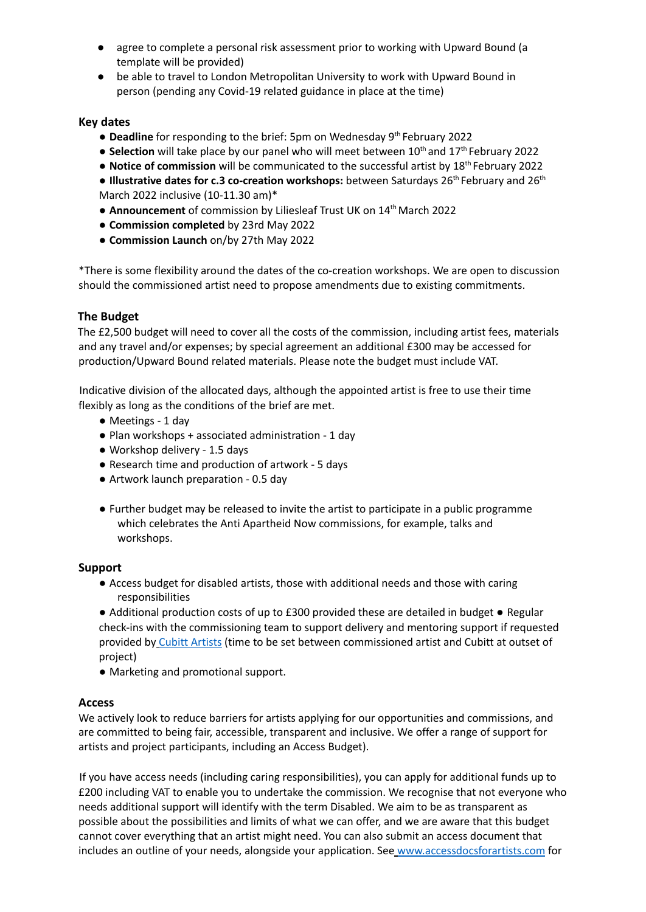- agree to complete a personal risk assessment prior to working with Upward Bound (a template will be provided)
- be able to travel to London Metropolitan University to work with Upward Bound in person (pending any Covid-19 related guidance in place at the time)

### Key dates

- **Deadline** for responding to the brief: 5pm on Wednesday 9th February 2022
- **Selection** will take place by our panel who will meet between 10th and 17th February 2022
- **Notice of commission** will be communicated to the successful artist by 18th February 2022
- **Illustrative dates for c.3 co-creation workshops:** between Saturdays 26th February and 26th March 2022 inclusive (10-11.30 am)*
- **Announcement** of commission by Liliesleaf Trust UK on 14th March 2022
- **Commission completed** by 23rd May 2022
- **Commission Launch** on/by 27th May 2022

*There is some flexibility around the dates of the co-creation workshops. We are open to discussion should the commissioned artist need to propose amendments due to existing commitments.

### The Budget

The £2,500 budget will need to cover all the costs of the commission, including artist fees, materials and any travel and/or expenses; by special agreement an additional £300 may be accessed for production/Upward Bound related materials. Please note the budget must include VAT.

Indicative division of the allocated days, although the appointed artist is free to use their time flexibly as long as the conditions of the brief are met.

- Meetings - 1 day
- Plan workshops + associated administration - 1 day
- Workshop delivery - 1.5 days
- Research time and production of artwork - 5 days
- Artwork launch preparation - 0.5 day

- Further budget may be released to invite the artist to participate in a public programme which celebrates the Anti Apartheid Now commissions, for example, talks and workshops.

### Support

- Access budget for disabled artists, those with additional needs and those with caring responsibilities
- Additional production costs of up to £300 provided these are detailed in budget
- Regular check-ins with the commissioning team to support delivery and mentoring support if requested provided by [Cubitt Artists](Cubitt Artists) (time to be set between commissioned artist and Cubitt at outset of project)
- Marketing and promotional support.

### Access

We actively look to reduce barriers for artists applying for our opportunities and commissions, and are committed to being fair, accessible, transparent and inclusive. We offer a range of support for artists and project participants, including an Access Budget).

If you have access needs (including caring responsibilities), you can apply for additional funds up to £200 including VAT to enable you to undertake the commission. We recognise that not everyone who needs additional support will identify with the term Disabled. We aim to be as transparent as possible about the possibilities and limits of what we can offer, and we are aware that this budget cannot cover everything that an artist might need. You can also submit an access document that includes an outline of your needs, alongside your application. See [www.accessdocsforartists.com](www.accessdocsforartists.com) for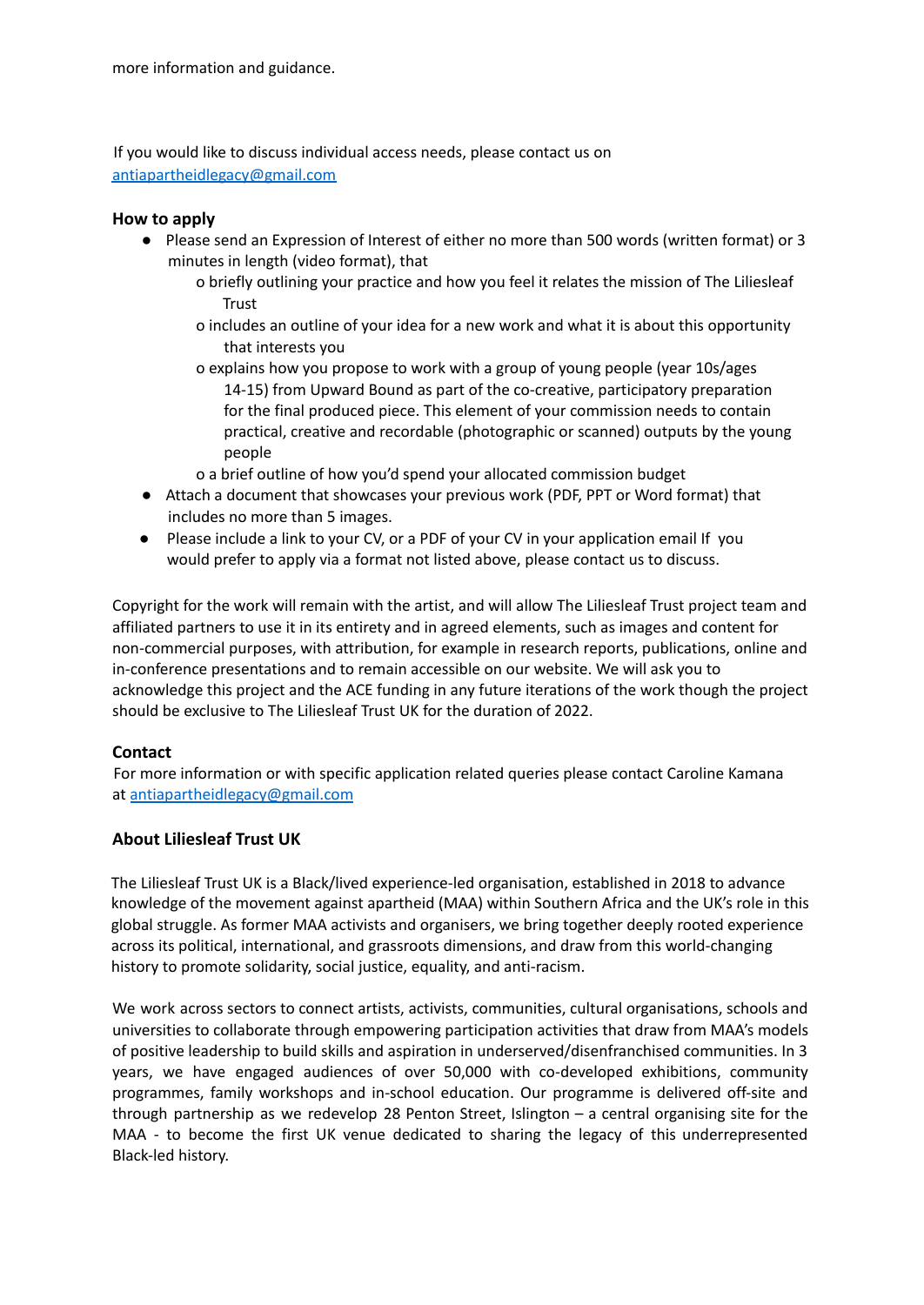more information and guidance.

If you would like to discuss individual access needs, please contact us on [antiapartheidlegacy@gmail.com](mailto:antiapartheidlegacy@gmail.com)

### How to apply

- Please send an Expression of Interest of either no more than 500 words (written format) or 3 minutes in length (video format), that
  - o briefly outlining your practice and how you feel it relates the mission of The Liliesleaf Trust
  - o includes an outline of your idea for a new work and what it is about this opportunity that interests you
  - o explains how you propose to work with a group of young people (year 10s/ages 14-15) from Upward Bound as part of the co-creative, participatory preparation for the final produced piece. This element of your commission needs to contain practical, creative and recordable (photographic or scanned) outputs by the young people
  - o a brief outline of how you'd spend your allocated commission budget
- Attach a document that showcases your previous work (PDF, PPT or Word format) that includes no more than 5 images.
- Please include a link to your CV, or a PDF of your CV in your application email If you would prefer to apply via a format not listed above, please contact us to discuss.

Copyright for the work will remain with the artist, and will allow The Liliesleaf Trust project team and affiliated partners to use it in its entirety and in agreed elements, such as images and content for non-commercial purposes, with attribution, for example in research reports, publications, online and in-conference presentations and to remain accessible on our website. We will ask you to acknowledge this project and the ACE funding in any future iterations of the work though the project should be exclusive to The Liliesleaf Trust UK for the duration of 2022.

### Contact

For more information or with specific application related queries please contact Caroline Kamana at [antiapartheidlegacy@gmail.com](mailto:antiapartheidlegacy@gmail.com)

### About Liliesleaf Trust UK

The Liliesleaf Trust UK is a Black/lived experience-led organisation, established in 2018 to advance knowledge of the movement against apartheid (MAA) within Southern Africa and the UK's role in this global struggle. As former MAA activists and organisers, we bring together deeply rooted experience across its political, international, and grassroots dimensions, and draw from this world-changing history to promote solidarity, social justice, equality, and anti-racism.

We work across sectors to connect artists, activists, communities, cultural organisations, schools and universities to collaborate through empowering participation activities that draw from MAA's models of positive leadership to build skills and aspiration in underserved/disenfranchised communities. In 3 years, we have engaged audiences of over 50,000 with co-developed exhibitions, community programmes, family workshops and in-school education. Our programme is delivered off-site and through partnership as we redevelop 28 Penton Street, Islington – a central organising site for the MAA - to become the first UK venue dedicated to sharing the legacy of this underrepresented Black-led history.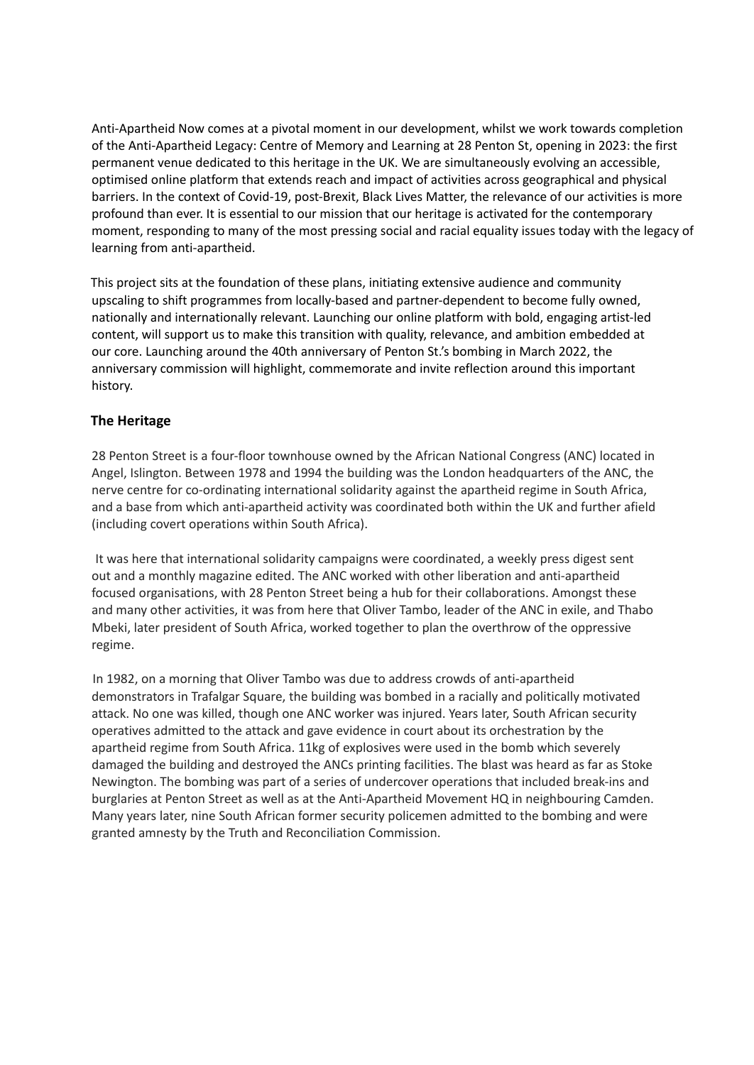Anti-Apartheid Now comes at a pivotal moment in our development, whilst we work towards completion of the Anti-Apartheid Legacy: Centre of Memory and Learning at 28 Penton St, opening in 2023: the first permanent venue dedicated to this heritage in the UK. We are simultaneously evolving an accessible, optimised online platform that extends reach and impact of activities across geographical and physical barriers. In the context of Covid-19, post-Brexit, Black Lives Matter, the relevance of our activities is more profound than ever. It is essential to our mission that our heritage is activated for the contemporary moment, responding to many of the most pressing social and racial equality issues today with the legacy of learning from anti-apartheid.

This project sits at the foundation of these plans, initiating extensive audience and community upscaling to shift programmes from locally-based and partner-dependent to become fully owned, nationally and internationally relevant. Launching our online platform with bold, engaging artist-led content, will support us to make this transition with quality, relevance, and ambition embedded at our core. Launching around the 40th anniversary of Penton St.'s bombing in March 2022, the anniversary commission will highlight, commemorate and invite reflection around this important history.

## The Heritage

28 Penton Street is a four-floor townhouse owned by the African National Congress (ANC) located in Angel, Islington. Between 1978 and 1994 the building was the London headquarters of the ANC, the nerve centre for co-ordinating international solidarity against the apartheid regime in South Africa, and a base from which anti-apartheid activity was coordinated both within the UK and further afield (including covert operations within South Africa).

It was here that international solidarity campaigns were coordinated, a weekly press digest sent out and a monthly magazine edited. The ANC worked with other liberation and anti-apartheid focused organisations, with 28 Penton Street being a hub for their collaborations. Amongst these and many other activities, it was from here that Oliver Tambo, leader of the ANC in exile, and Thabo Mbeki, later president of South Africa, worked together to plan the overthrow of the oppressive regime.

In 1982, on a morning that Oliver Tambo was due to address crowds of anti-apartheid demonstrators in Trafalgar Square, the building was bombed in a racially and politically motivated attack. No one was killed, though one ANC worker was injured. Years later, South African security operatives admitted to the attack and gave evidence in court about its orchestration by the apartheid regime from South Africa. 11kg of explosives were used in the bomb which severely damaged the building and destroyed the ANCs printing facilities. The blast was heard as far as Stoke Newington. The bombing was part of a series of undercover operations that included break-ins and burglaries at Penton Street as well as at the Anti-Apartheid Movement HQ in neighbouring Camden. Many years later, nine South African former security policemen admitted to the bombing and were granted amnesty by the Truth and Reconciliation Commission.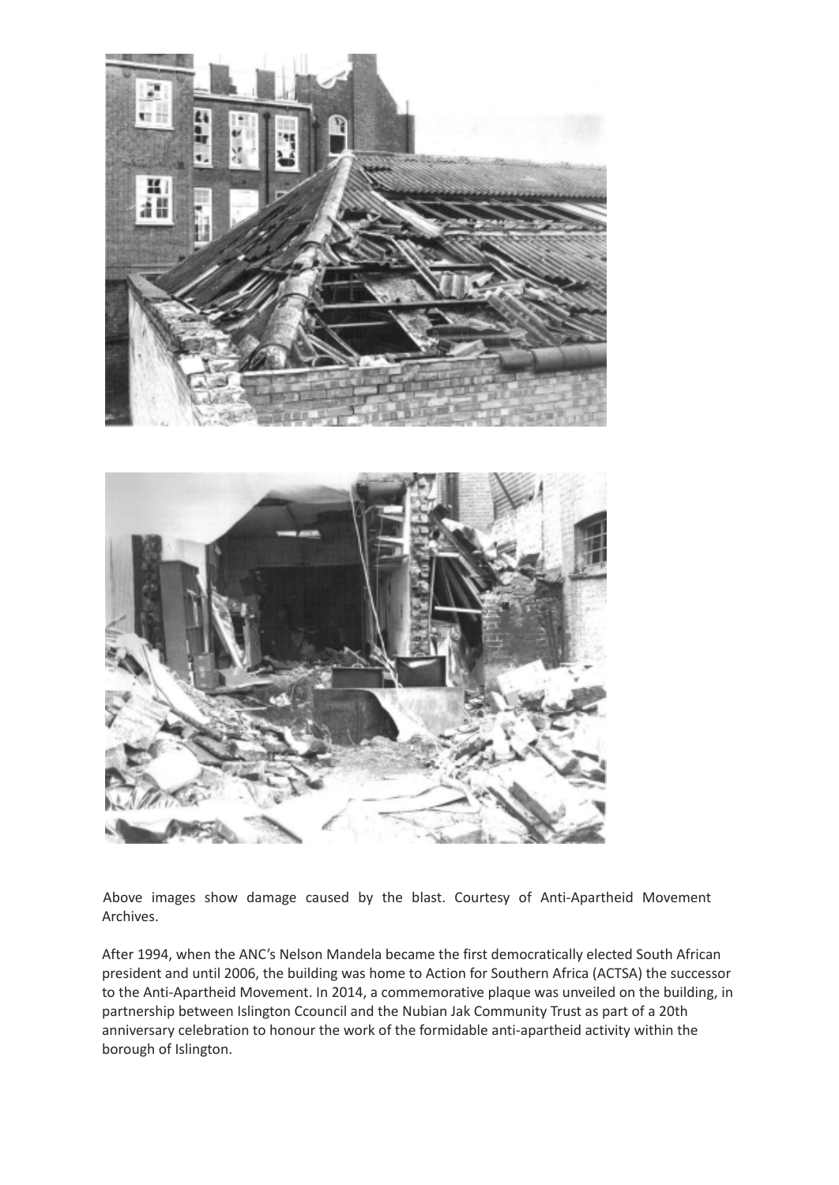Above images show damage caused by the blast. Courtesy of Anti-Apartheid Movement Archives.

After 1994, when the ANC's Nelson Mandela became the first democratically elected South African president and until 2006, the building was home to Action for Southern Africa (ACTSA) the successor to the Anti-Apartheid Movement. In 2014, a commemorative plaque was unveiled on the building, in partnership between Islington Ccouncil and the Nubian Jak Community Trust as part of a 20th anniversary celebration to honour the work of the formidable anti-apartheid activity within the borough of Islington.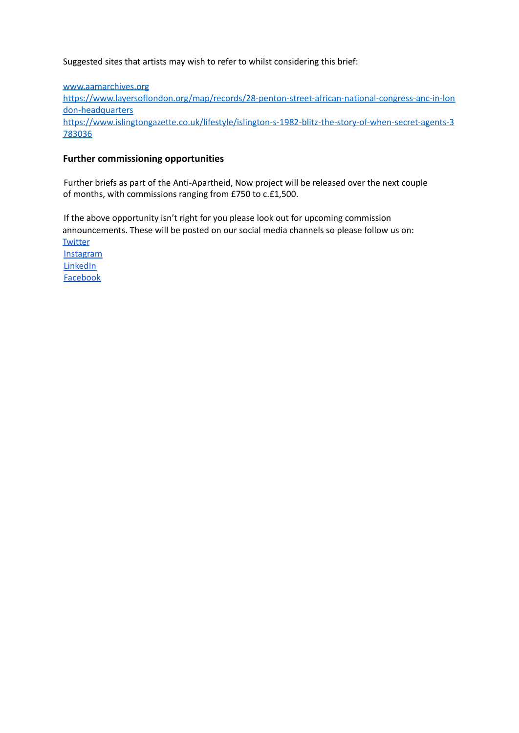Suggested sites that artists may wish to refer to whilst considering this brief:

www.aamarchives.org
https://www.layersoflondon.org/map/records/28-penton-street-african-national-congress-anc-in-london-headquarters
https://www.islingtongazette.co.uk/lifestyle/islington-s-1982-blitz-the-story-of-when-secret-agents-3783036

**Further commissioning opportunities**

Further briefs as part of the Anti-Apartheid, Now project will be released over the next couple of months, with commissions ranging from £750 to c.£1,500.

If the above opportunity isn't right for you please look out for upcoming commission announcements. These will be posted on our social media channels so please follow us on:

Twitter
Instagram
LinkedIn
Facebook